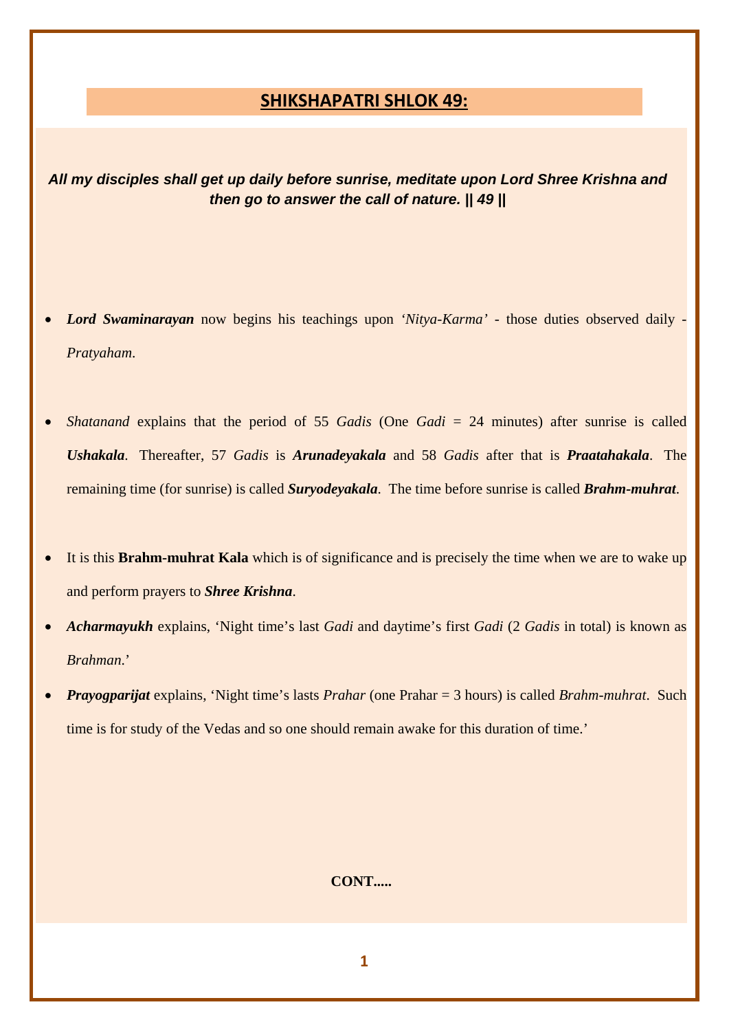## SHIKSHAPATRI SHLOK 49:

***All my disciples shall get up daily before sunrise, meditate upon Lord Shree Krishna and then go to answer the call of nature. || 49 ||***

- ***Lord Swaminarayan*** now begins his teachings upon *'Nitya-Karma'* - those duties observed daily - *Pratyaham*.

- *Shatanand* explains that the period of 55 *Gadis* (One *Gadi* = 24 minutes) after sunrise is called ***Ushakala***. Thereafter, 57 *Gadis* is ***Arunadeyakala*** and 58 *Gadis* after that is ***Praatahakala***. The remaining time (for sunrise) is called ***Suryodeyakala***. The time before sunrise is called ***Brahm-muhrat***.

- It is this **Brahm-muhrat Kala** which is of significance and is precisely the time when we are to wake up and perform prayers to ***Shree Krishna***.
- ***Acharmayukh*** explains, 'Night time's last *Gadi* and daytime's first *Gadi* (2 *Gadis* in total) is known as *Brahman*.'
- ***Prayogparijat*** explains, 'Night time's lasts *Prahar* (one Prahar = 3 hours) is called *Brahm-muhrat*. Such time is for study of the Vedas and so one should remain awake for this duration of time.'

**CONT.....**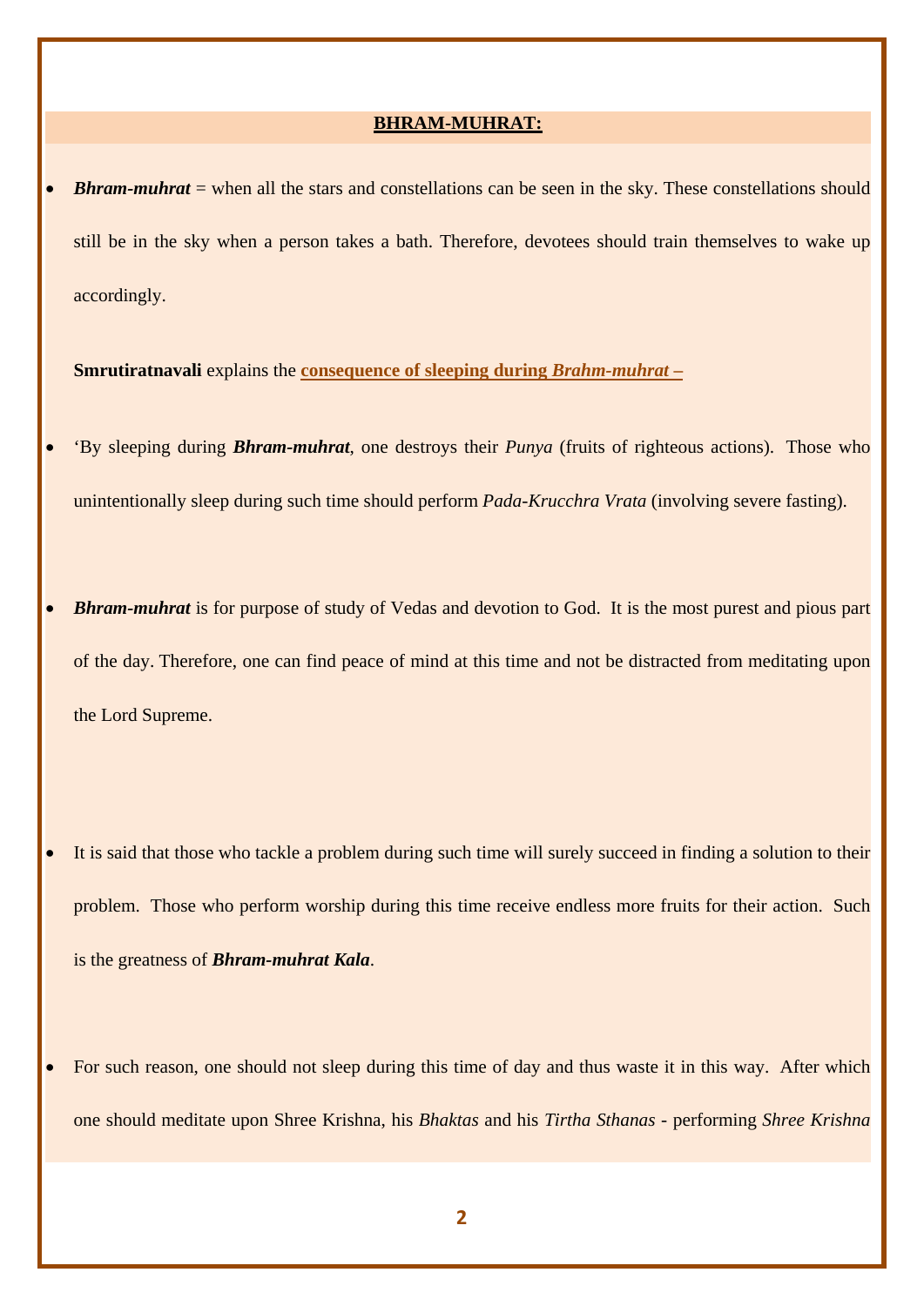## BHRAM-MUHRAT:

- ***Bhram-muhrat*** = when all the stars and constellations can be seen in the sky. These constellations should still be in the sky when a person takes a bath. Therefore, devotees should train themselves to wake up accordingly.

  **Smrutiratnavali** explains the **consequence of sleeping during *Brahm-muhrat* –**

- 'By sleeping during ***Bhram-muhrat***, one destroys their *Punya* (fruits of righteous actions). Those who unintentionally sleep during such time should perform *Pada-Krucchra Vrata* (involving severe fasting).

- ***Bhram-muhrat*** is for purpose of study of Vedas and devotion to God. It is the most purest and pious part of the day. Therefore, one can find peace of mind at this time and not be distracted from meditating upon the Lord Supreme.

- It is said that those who tackle a problem during such time will surely succeed in finding a solution to their problem. Those who perform worship during this time receive endless more fruits for their action. Such is the greatness of ***Bhram-muhrat Kala***.

- For such reason, one should not sleep during this time of day and thus waste it in this way. After which one should meditate upon Shree Krishna, his *Bhaktas* and his *Tirtha Sthanas* - performing *Shree Krishna*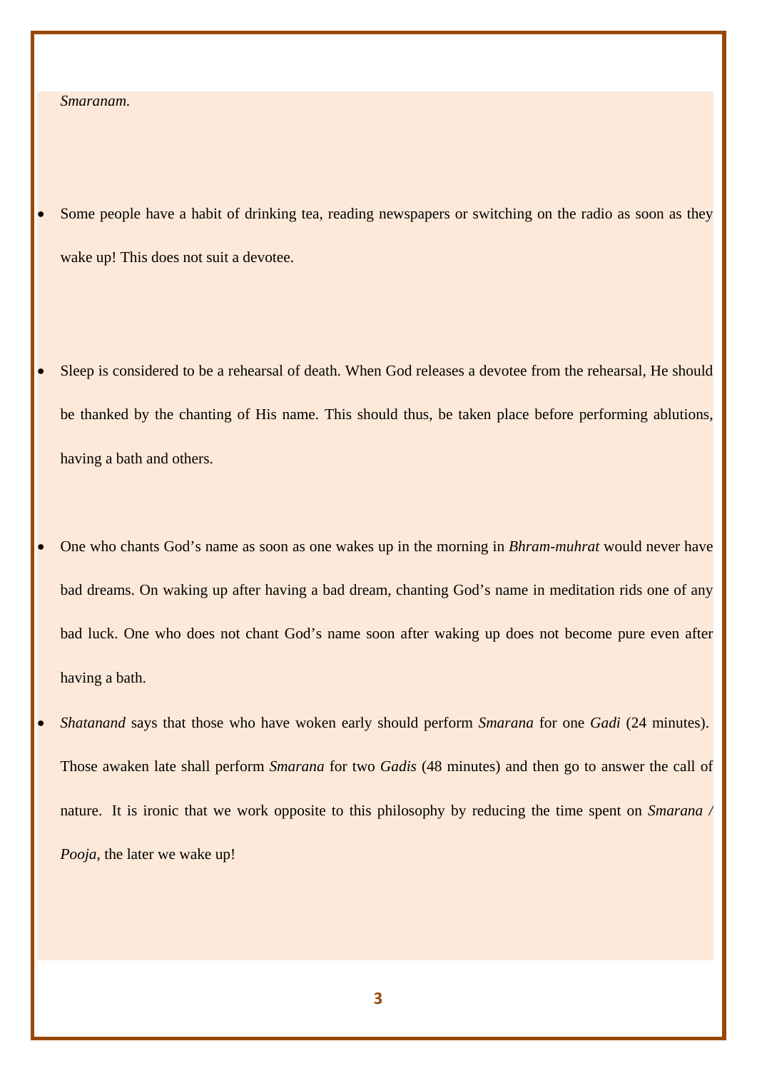*Smaranam.*

- Some people have a habit of drinking tea, reading newspapers or switching on the radio as soon as they wake up! This does not suit a devotee.

- Sleep is considered to be a rehearsal of death. When God releases a devotee from the rehearsal, He should be thanked by the chanting of His name. This should thus, be taken place before performing ablutions, having a bath and others.

- One who chants God's name as soon as one wakes up in the morning in *Bhram-muhrat* would never have bad dreams. On waking up after having a bad dream, chanting God's name in meditation rids one of any bad luck. One who does not chant God's name soon after waking up does not become pure even after having a bath.
- *Shatanand* says that those who have woken early should perform *Smarana* for one *Gadi* (24 minutes). Those awaken late shall perform *Smarana* for two *Gadis* (48 minutes) and then go to answer the call of nature. It is ironic that we work opposite to this philosophy by reducing the time spent on *Smarana / Pooja*, the later we wake up!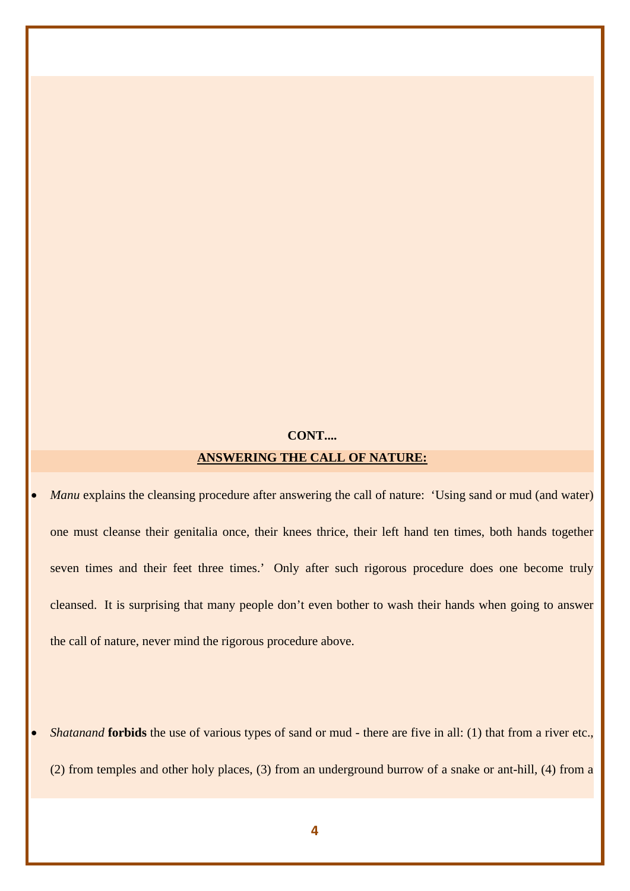**CONT....**

## ANSWERING THE CALL OF NATURE:

- *Manu* explains the cleansing procedure after answering the call of nature: 'Using sand or mud (and water) one must cleanse their genitalia once, their knees thrice, their left hand ten times, both hands together seven times and their feet three times.' Only after such rigorous procedure does one become truly cleansed. It is surprising that many people don't even bother to wash their hands when going to answer the call of nature, never mind the rigorous procedure above.

- *Shatanand* **forbids** the use of various types of sand or mud - there are five in all: (1) that from a river etc., (2) from temples and other holy places, (3) from an underground burrow of a snake or ant-hill, (4) from a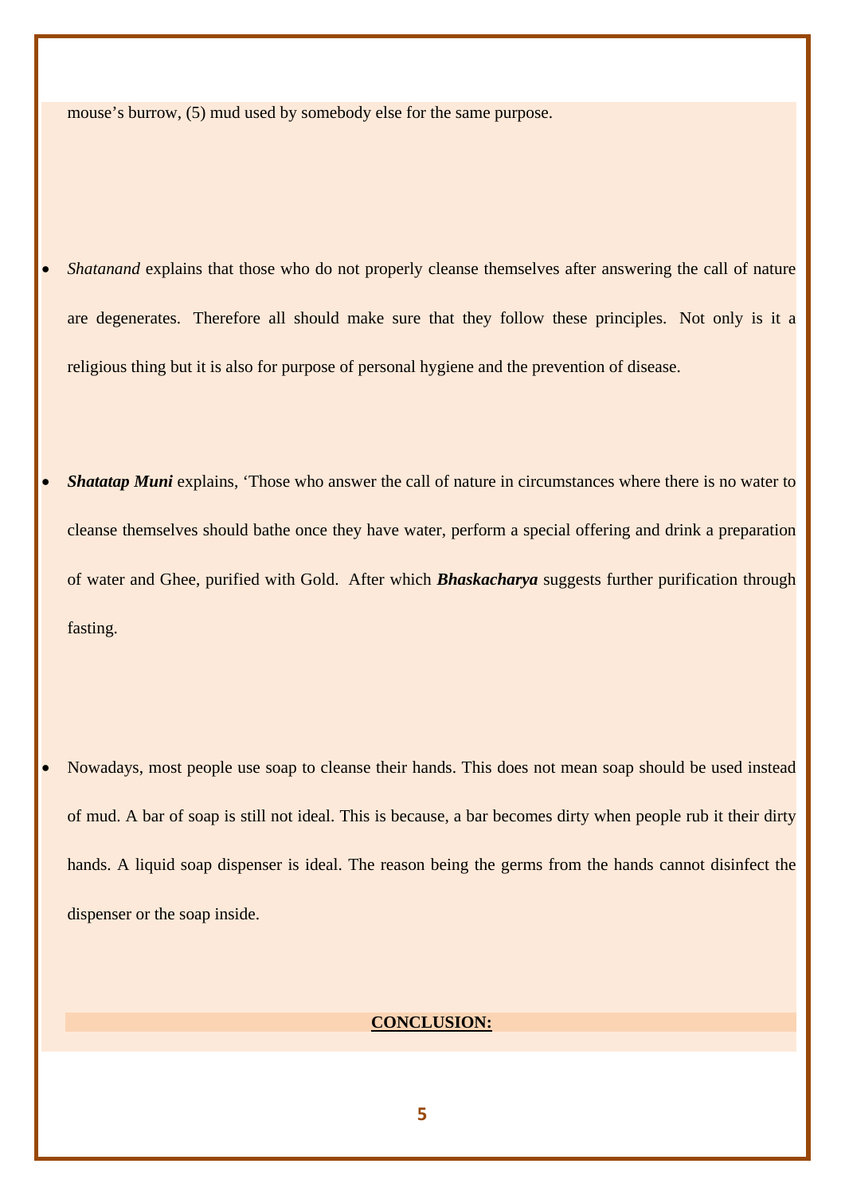mouse's burrow, (5) mud used by somebody else for the same purpose.

- *Shatanand* explains that those who do not properly cleanse themselves after answering the call of nature are degenerates. Therefore all should make sure that they follow these principles. Not only is it a religious thing but it is also for purpose of personal hygiene and the prevention of disease.

- ***Shatatap Muni*** explains, 'Those who answer the call of nature in circumstances where there is no water to cleanse themselves should bathe once they have water, perform a special offering and drink a preparation of water and Ghee, purified with Gold. After which ***Bhaskacharya*** suggests further purification through fasting.

- Nowadays, most people use soap to cleanse their hands. This does not mean soap should be used instead of mud. A bar of soap is still not ideal. This is because, a bar becomes dirty when people rub it their dirty hands. A liquid soap dispenser is ideal. The reason being the germs from the hands cannot disinfect the dispenser or the soap inside.

## CONCLUSION: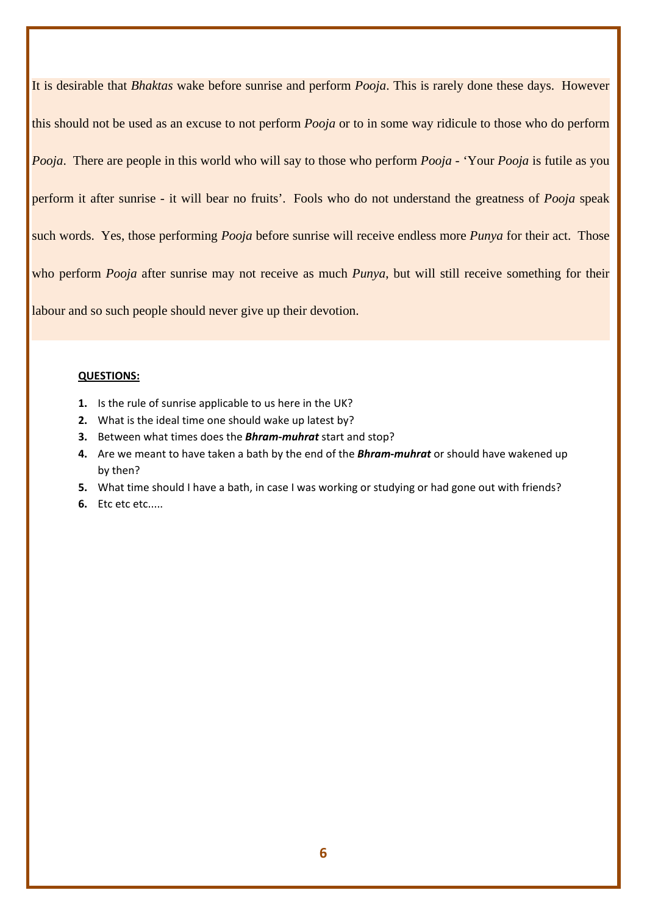It is desirable that *Bhaktas* wake before sunrise and perform *Pooja*. This is rarely done these days. However this should not be used as an excuse to not perform *Pooja* or to in some way ridicule to those who do perform *Pooja*. There are people in this world who will say to those who perform *Pooja* - 'Your *Pooja* is futile as you perform it after sunrise - it will bear no fruits'. Fools who do not understand the greatness of *Pooja* speak such words. Yes, those performing *Pooja* before sunrise will receive endless more *Punya* for their act. Those who perform *Pooja* after sunrise may not receive as much *Punya*, but will still receive something for their labour and so such people should never give up their devotion.

**QUESTIONS:**

1. Is the rule of sunrise applicable to us here in the UK?
2. What is the ideal time one should wake up latest by?
3. Between what times does the ***Bhram-muhrat*** start and stop?
4. Are we meant to have taken a bath by the end of the ***Bhram-muhrat*** or should have wakened up by then?
5. What time should I have a bath, in case I was working or studying or had gone out with friends?
6. Etc etc etc.....